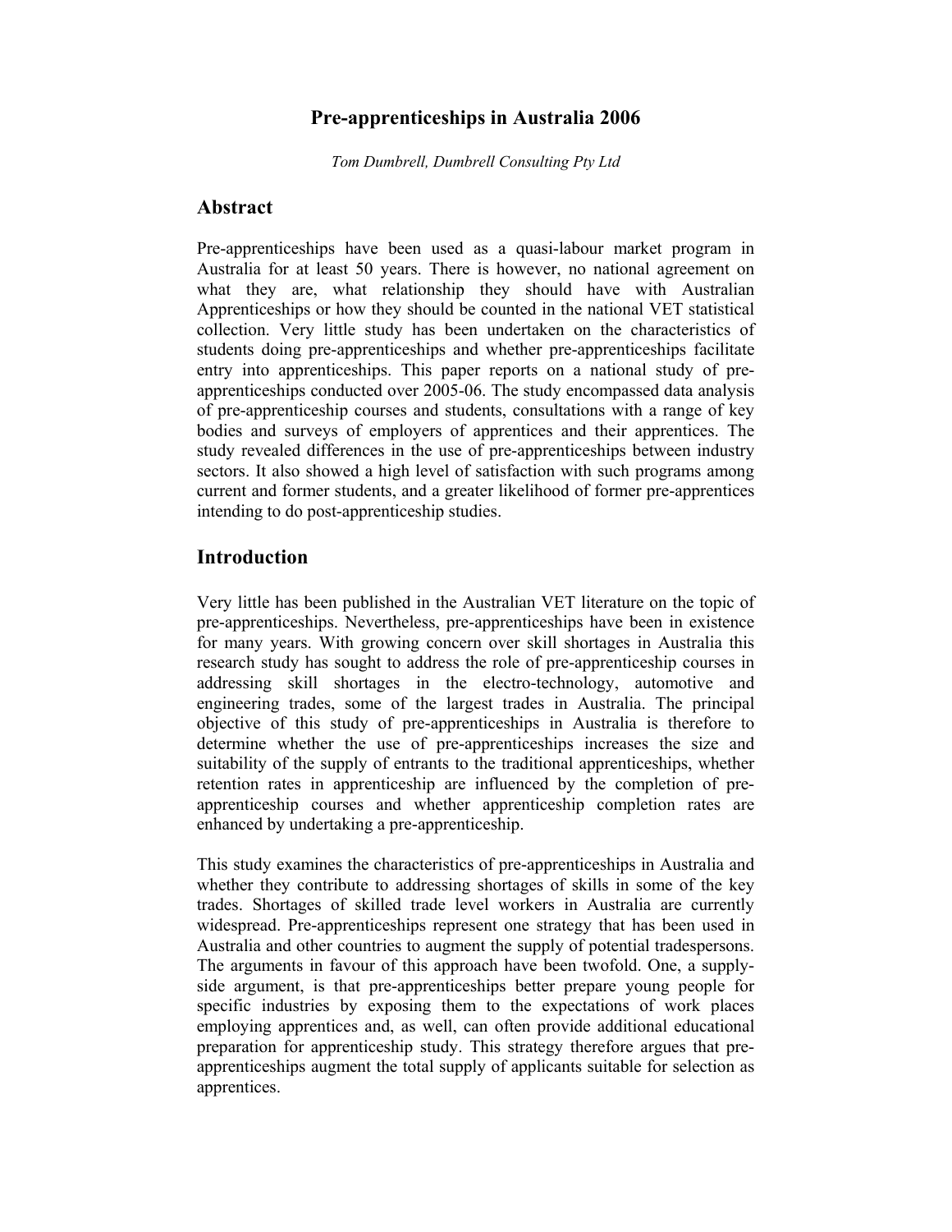# Pre-apprenticeships in Australia 2006

*Tom Dumbrell, Dumbrell Consulting Pty Ltd*

## Abstract

Pre-apprenticeships have been used as a quasi-labour market program in Australia for at least 50 years. There is however, no national agreement on what they are, what relationship they should have with Australian Apprenticeships or how they should be counted in the national VET statistical collection. Very little study has been undertaken on the characteristics of students doing pre-apprenticeships and whether pre-apprenticeships facilitate entry into apprenticeships. This paper reports on a national study of pre-apprenticeships conducted over 2005-06. The study encompassed data analysis of pre-apprenticeship courses and students, consultations with a range of key bodies and surveys of employers of apprentices and their apprentices. The study revealed differences in the use of pre-apprenticeships between industry sectors. It also showed a high level of satisfaction with such programs among current and former students, and a greater likelihood of former pre-apprentices intending to do post-apprenticeship studies.

## Introduction

Very little has been published in the Australian VET literature on the topic of pre-apprenticeships. Nevertheless, pre-apprenticeships have been in existence for many years. With growing concern over skill shortages in Australia this research study has sought to address the role of pre-apprenticeship courses in addressing skill shortages in the electro-technology, automotive and engineering trades, some of the largest trades in Australia. The principal objective of this study of pre-apprenticeships in Australia is therefore to determine whether the use of pre-apprenticeships increases the size and suitability of the supply of entrants to the traditional apprenticeships, whether retention rates in apprenticeship are influenced by the completion of pre-apprenticeship courses and whether apprenticeship completion rates are enhanced by undertaking a pre-apprenticeship.

This study examines the characteristics of pre-apprenticeships in Australia and whether they contribute to addressing shortages of skills in some of the key trades. Shortages of skilled trade level workers in Australia are currently widespread. Pre-apprenticeships represent one strategy that has been used in Australia and other countries to augment the supply of potential tradespersons. The arguments in favour of this approach have been twofold. One, a supply-side argument, is that pre-apprenticeships better prepare young people for specific industries by exposing them to the expectations of work places employing apprentices and, as well, can often provide additional educational preparation for apprenticeship study. This strategy therefore argues that pre-apprenticeships augment the total supply of applicants suitable for selection as apprentices.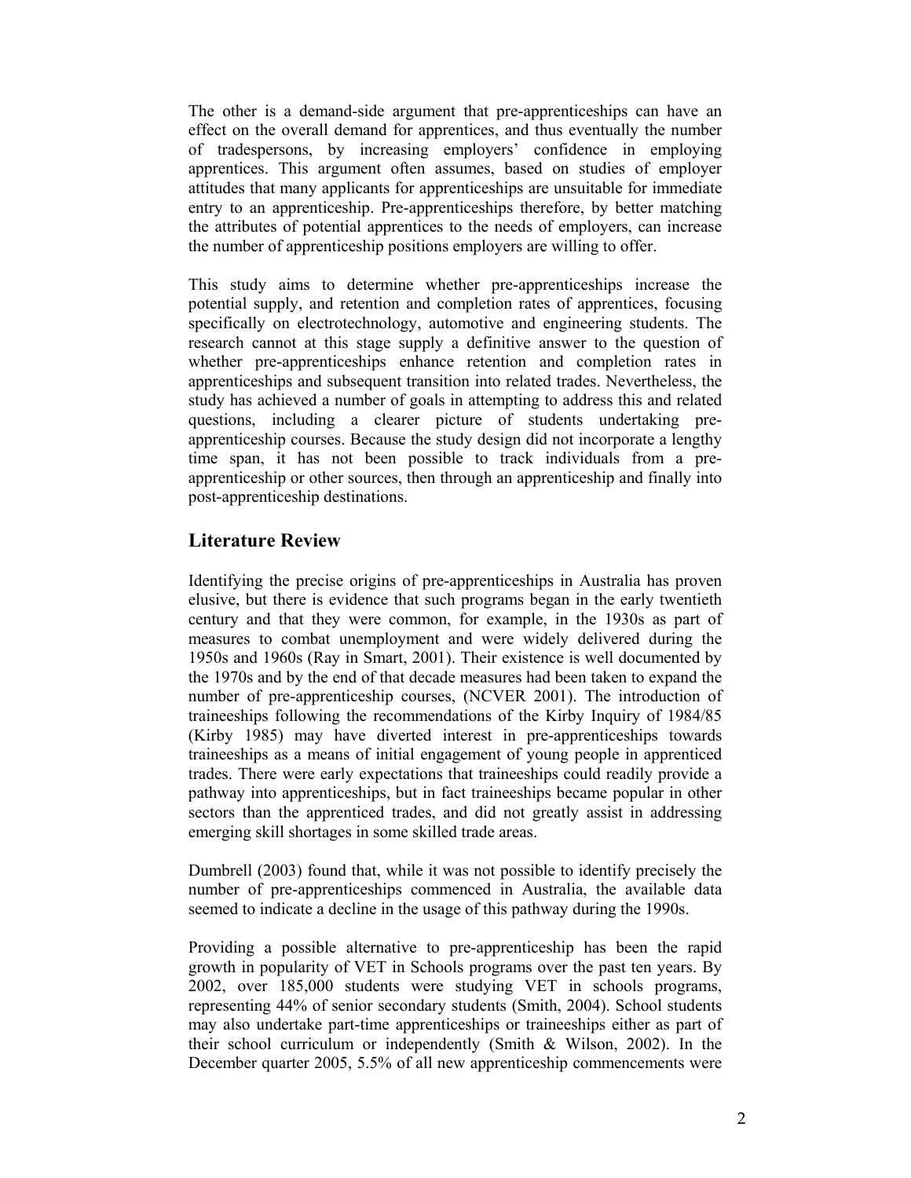The other is a demand-side argument that pre-apprenticeships can have an effect on the overall demand for apprentices, and thus eventually the number of tradespersons, by increasing employers' confidence in employing apprentices. This argument often assumes, based on studies of employer attitudes that many applicants for apprenticeships are unsuitable for immediate entry to an apprenticeship. Pre-apprenticeships therefore, by better matching the attributes of potential apprentices to the needs of employers, can increase the number of apprenticeship positions employers are willing to offer.

This study aims to determine whether pre-apprenticeships increase the potential supply, and retention and completion rates of apprentices, focusing specifically on electrotechnology, automotive and engineering students. The research cannot at this stage supply a definitive answer to the question of whether pre-apprenticeships enhance retention and completion rates in apprenticeships and subsequent transition into related trades. Nevertheless, the study has achieved a number of goals in attempting to address this and related questions, including a clearer picture of students undertaking pre-apprenticeship courses. Because the study design did not incorporate a lengthy time span, it has not been possible to track individuals from a pre-apprenticeship or other sources, then through an apprenticeship and finally into post-apprenticeship destinations.

## Literature Review

Identifying the precise origins of pre-apprenticeships in Australia has proven elusive, but there is evidence that such programs began in the early twentieth century and that they were common, for example, in the 1930s as part of measures to combat unemployment and were widely delivered during the 1950s and 1960s (Ray in Smart, 2001). Their existence is well documented by the 1970s and by the end of that decade measures had been taken to expand the number of pre-apprenticeship courses, (NCVER 2001). The introduction of traineeships following the recommendations of the Kirby Inquiry of 1984/85 (Kirby 1985) may have diverted interest in pre-apprenticeships towards traineeships as a means of initial engagement of young people in apprenticed trades. There were early expectations that traineeships could readily provide a pathway into apprenticeships, but in fact traineeships became popular in other sectors than the apprenticed trades, and did not greatly assist in addressing emerging skill shortages in some skilled trade areas.

Dumbrell (2003) found that, while it was not possible to identify precisely the number of pre-apprenticeships commenced in Australia, the available data seemed to indicate a decline in the usage of this pathway during the 1990s.

Providing a possible alternative to pre-apprenticeship has been the rapid growth in popularity of VET in Schools programs over the past ten years. By 2002, over 185,000 students were studying VET in schools programs, representing 44% of senior secondary students (Smith, 2004). School students may also undertake part-time apprenticeships or traineeships either as part of their school curriculum or independently (Smith & Wilson, 2002). In the December quarter 2005, 5.5% of all new apprenticeship commencements were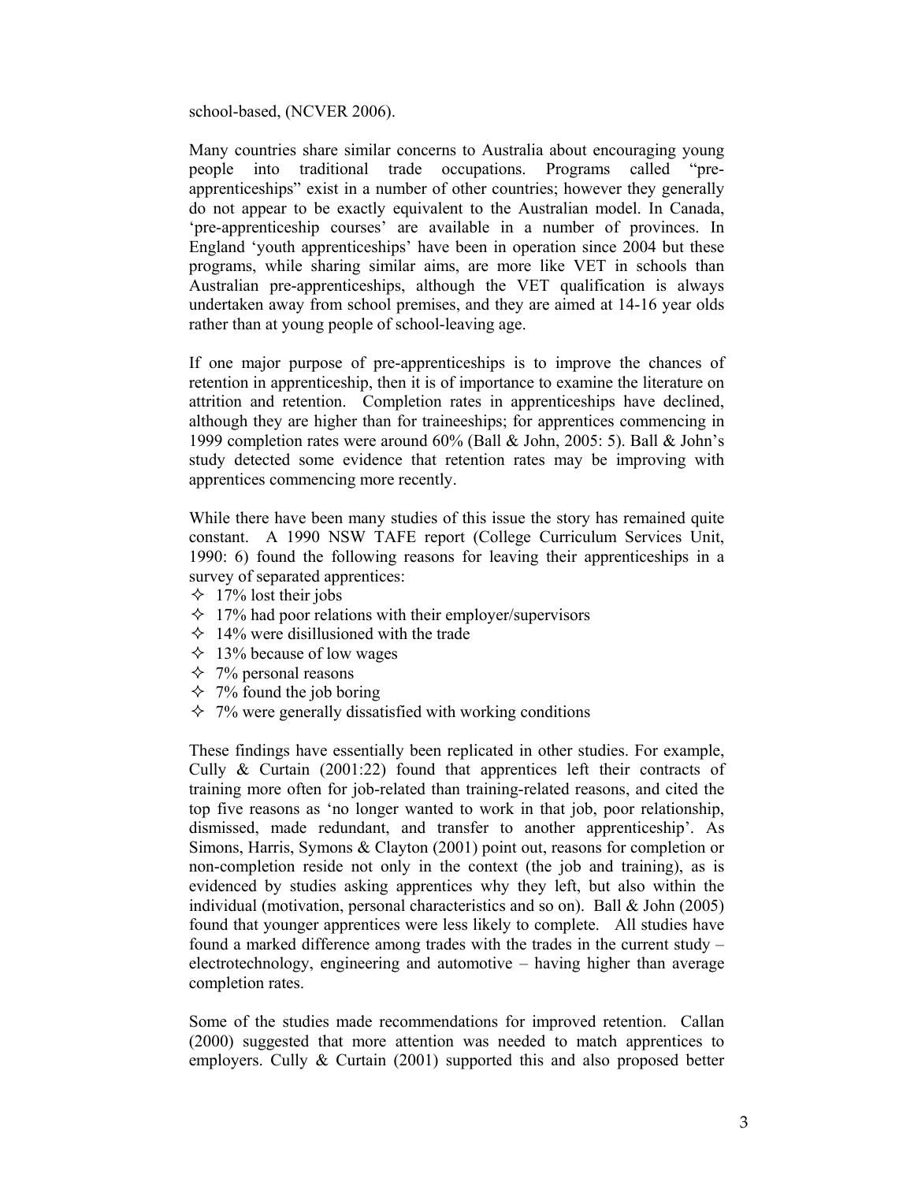school-based, (NCVER 2006).

Many countries share similar concerns to Australia about encouraging young people into traditional trade occupations. Programs called "pre-apprenticeships" exist in a number of other countries; however they generally do not appear to be exactly equivalent to the Australian model. In Canada, 'pre-apprenticeship courses' are available in a number of provinces. In England 'youth apprenticeships' have been in operation since 2004 but these programs, while sharing similar aims, are more like VET in schools than Australian pre-apprenticeships, although the VET qualification is always undertaken away from school premises, and they are aimed at 14-16 year olds rather than at young people of school-leaving age.

If one major purpose of pre-apprenticeships is to improve the chances of retention in apprenticeship, then it is of importance to examine the literature on attrition and retention. Completion rates in apprenticeships have declined, although they are higher than for traineeships; for apprentices commencing in 1999 completion rates were around 60% (Ball & John, 2005: 5). Ball & John's study detected some evidence that retention rates may be improving with apprentices commencing more recently.

While there have been many studies of this issue the story has remained quite constant. A 1990 NSW TAFE report (College Curriculum Services Unit, 1990: 6) found the following reasons for leaving their apprenticeships in a survey of separated apprentices:

- 17% lost their jobs
- 17% had poor relations with their employer/supervisors
- 14% were disillusioned with the trade
- 13% because of low wages
- 7% personal reasons
- 7% found the job boring
- 7% were generally dissatisfied with working conditions

These findings have essentially been replicated in other studies. For example, Cully & Curtain (2001:22) found that apprentices left their contracts of training more often for job-related than training-related reasons, and cited the top five reasons as 'no longer wanted to work in that job, poor relationship, dismissed, made redundant, and transfer to another apprenticeship'. As Simons, Harris, Symons & Clayton (2001) point out, reasons for completion or non-completion reside not only in the context (the job and training), as is evidenced by studies asking apprentices why they left, but also within the individual (motivation, personal characteristics and so on). Ball & John (2005) found that younger apprentices were less likely to complete. All studies have found a marked difference among trades with the trades in the current study – electrotechnology, engineering and automotive – having higher than average completion rates.

Some of the studies made recommendations for improved retention. Callan (2000) suggested that more attention was needed to match apprentices to employers. Cully & Curtain (2001) supported this and also proposed better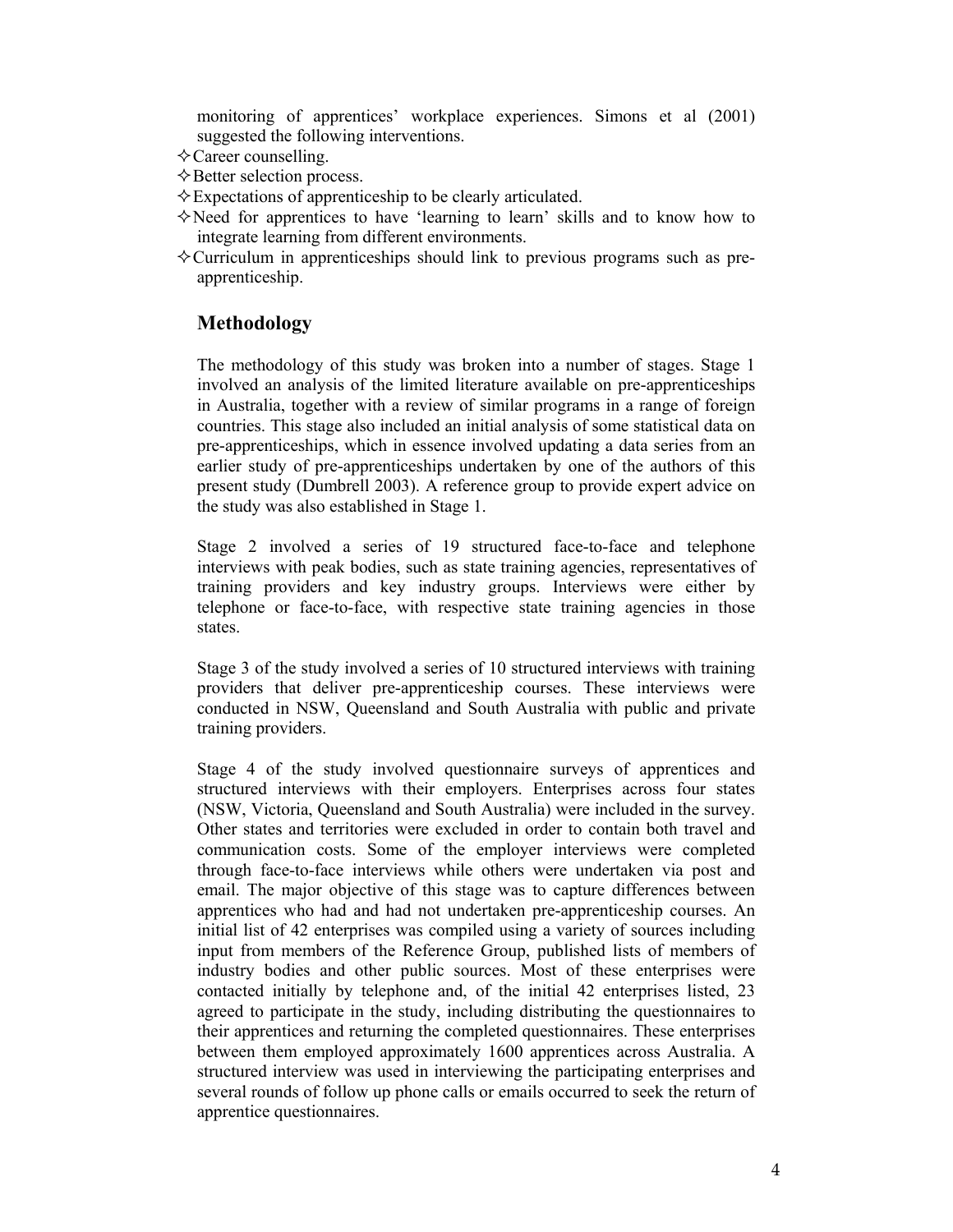monitoring of apprentices' workplace experiences. Simons et al (2001) suggested the following interventions.

- Career counselling.
- Better selection process.
- Expectations of apprenticeship to be clearly articulated.
- Need for apprentices to have 'learning to learn' skills and to know how to integrate learning from different environments.
- Curriculum in apprenticeships should link to previous programs such as pre-apprenticeship.

## Methodology

The methodology of this study was broken into a number of stages. Stage 1 involved an analysis of the limited literature available on pre-apprenticeships in Australia, together with a review of similar programs in a range of foreign countries. This stage also included an initial analysis of some statistical data on pre-apprenticeships, which in essence involved updating a data series from an earlier study of pre-apprenticeships undertaken by one of the authors of this present study (Dumbrell 2003). A reference group to provide expert advice on the study was also established in Stage 1.

Stage 2 involved a series of 19 structured face-to-face and telephone interviews with peak bodies, such as state training agencies, representatives of training providers and key industry groups. Interviews were either by telephone or face-to-face, with respective state training agencies in those states.

Stage 3 of the study involved a series of 10 structured interviews with training providers that deliver pre-apprenticeship courses. These interviews were conducted in NSW, Queensland and South Australia with public and private training providers.

Stage 4 of the study involved questionnaire surveys of apprentices and structured interviews with their employers. Enterprises across four states (NSW, Victoria, Queensland and South Australia) were included in the survey. Other states and territories were excluded in order to contain both travel and communication costs. Some of the employer interviews were completed through face-to-face interviews while others were undertaken via post and email. The major objective of this stage was to capture differences between apprentices who had and had not undertaken pre-apprenticeship courses. An initial list of 42 enterprises was compiled using a variety of sources including input from members of the Reference Group, published lists of members of industry bodies and other public sources. Most of these enterprises were contacted initially by telephone and, of the initial 42 enterprises listed, 23 agreed to participate in the study, including distributing the questionnaires to their apprentices and returning the completed questionnaires. These enterprises between them employed approximately 1600 apprentices across Australia. A structured interview was used in interviewing the participating enterprises and several rounds of follow up phone calls or emails occurred to seek the return of apprentice questionnaires.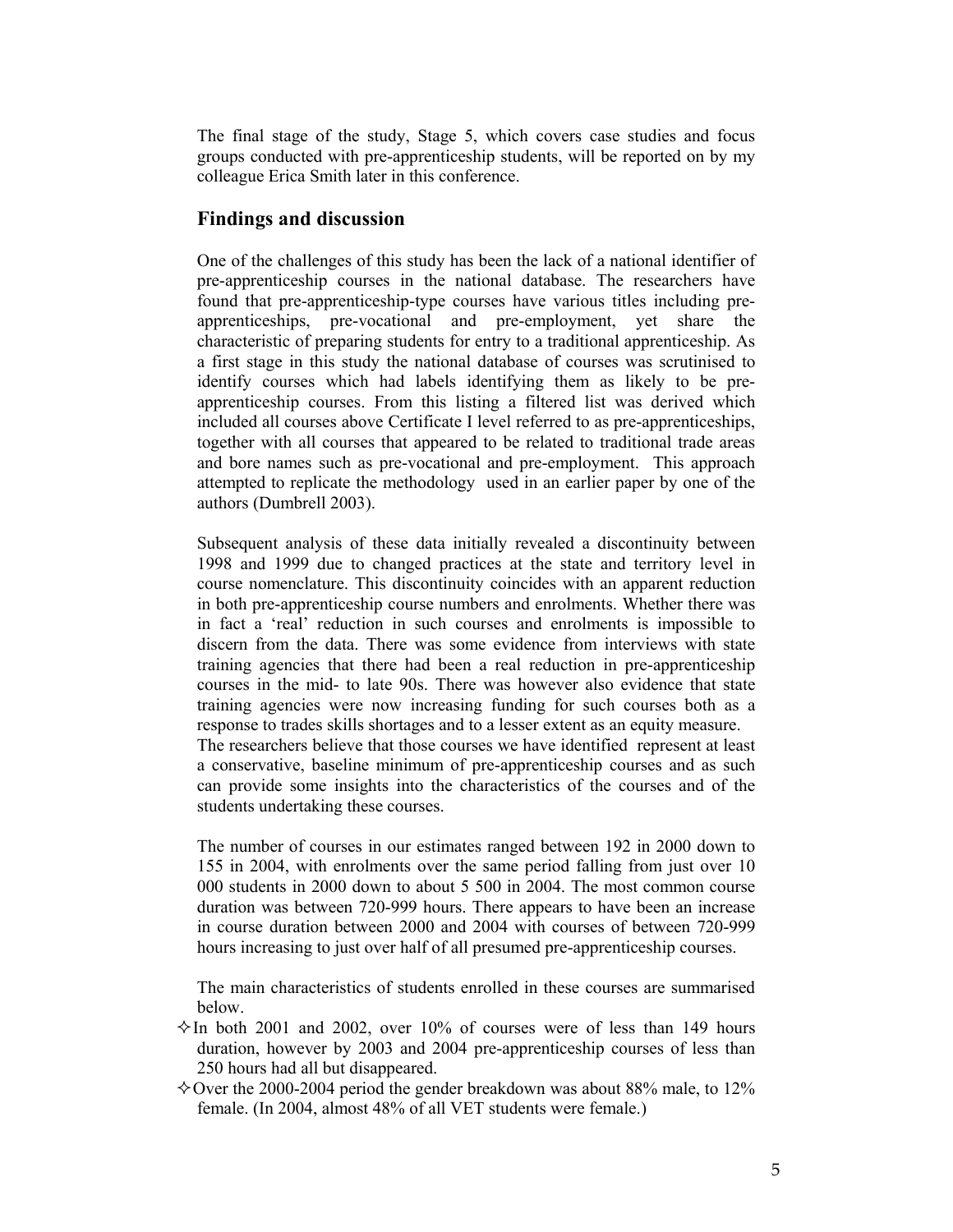The final stage of the study, Stage 5, which covers case studies and focus groups conducted with pre-apprenticeship students, will be reported on by my colleague Erica Smith later in this conference.

## Findings and discussion

One of the challenges of this study has been the lack of a national identifier of pre-apprenticeship courses in the national database. The researchers have found that pre-apprenticeship-type courses have various titles including pre-apprenticeships, pre-vocational and pre-employment, yet share the characteristic of preparing students for entry to a traditional apprenticeship. As a first stage in this study the national database of courses was scrutinised to identify courses which had labels identifying them as likely to be pre-apprenticeship courses. From this listing a filtered list was derived which included all courses above Certificate I level referred to as pre-apprenticeships, together with all courses that appeared to be related to traditional trade areas and bore names such as pre-vocational and pre-employment. This approach attempted to replicate the methodology used in an earlier paper by one of the authors (Dumbrell 2003).

Subsequent analysis of these data initially revealed a discontinuity between 1998 and 1999 due to changed practices at the state and territory level in course nomenclature. This discontinuity coincides with an apparent reduction in both pre-apprenticeship course numbers and enrolments. Whether there was in fact a 'real' reduction in such courses and enrolments is impossible to discern from the data. There was some evidence from interviews with state training agencies that there had been a real reduction in pre-apprenticeship courses in the mid- to late 90s. There was however also evidence that state training agencies were now increasing funding for such courses both as a response to trades skills shortages and to a lesser extent as an equity measure. The researchers believe that those courses we have identified represent at least a conservative, baseline minimum of pre-apprenticeship courses and as such can provide some insights into the characteristics of the courses and of the students undertaking these courses.

The number of courses in our estimates ranged between 192 in 2000 down to 155 in 2004, with enrolments over the same period falling from just over 10 000 students in 2000 down to about 5 500 in 2004. The most common course duration was between 720-999 hours. There appears to have been an increase in course duration between 2000 and 2004 with courses of between 720-999 hours increasing to just over half of all presumed pre-apprenticeship courses.

The main characteristics of students enrolled in these courses are summarised below.

- In both 2001 and 2002, over 10% of courses were of less than 149 hours duration, however by 2003 and 2004 pre-apprenticeship courses of less than 250 hours had all but disappeared.
- Over the 2000-2004 period the gender breakdown was about 88% male, to 12% female. (In 2004, almost 48% of all VET students were female.)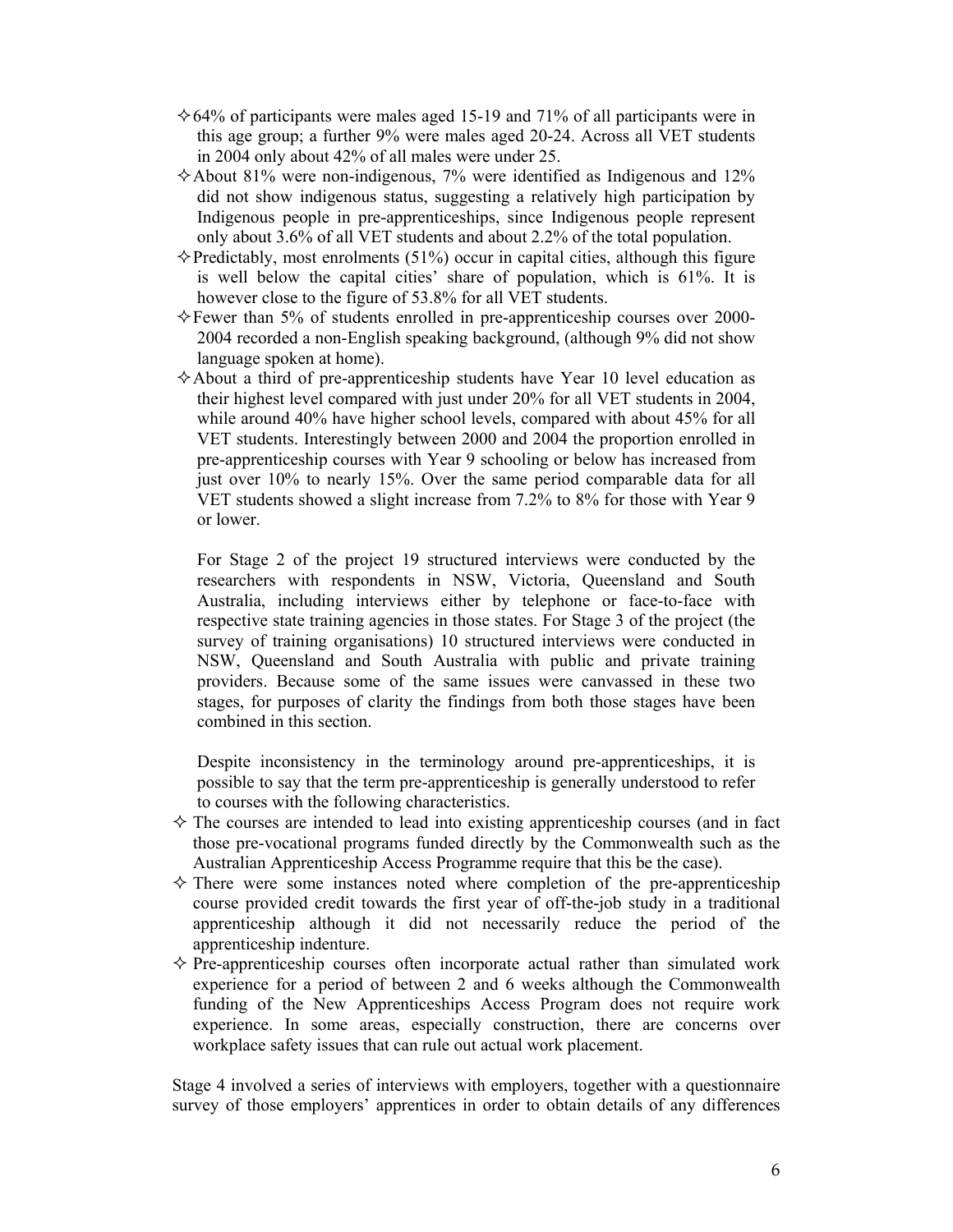- 64% of participants were males aged 15-19 and 71% of all participants were in this age group; a further 9% were males aged 20-24. Across all VET students in 2004 only about 42% of all males were under 25.
- About 81% were non-indigenous, 7% were identified as Indigenous and 12% did not show indigenous status, suggesting a relatively high participation by Indigenous people in pre-apprenticeships, since Indigenous people represent only about 3.6% of all VET students and about 2.2% of the total population.
- Predictably, most enrolments (51%) occur in capital cities, although this figure is well below the capital cities' share of population, which is 61%. It is however close to the figure of 53.8% for all VET students.
- Fewer than 5% of students enrolled in pre-apprenticeship courses over 2000-2004 recorded a non-English speaking background, (although 9% did not show language spoken at home).
- About a third of pre-apprenticeship students have Year 10 level education as their highest level compared with just under 20% for all VET students in 2004, while around 40% have higher school levels, compared with about 45% for all VET students. Interestingly between 2000 and 2004 the proportion enrolled in pre-apprenticeship courses with Year 9 schooling or below has increased from just over 10% to nearly 15%. Over the same period comparable data for all VET students showed a slight increase from 7.2% to 8% for those with Year 9 or lower.

  For Stage 2 of the project 19 structured interviews were conducted by the researchers with respondents in NSW, Victoria, Queensland and South Australia, including interviews either by telephone or face-to-face with respective state training agencies in those states. For Stage 3 of the project (the survey of training organisations) 10 structured interviews were conducted in NSW, Queensland and South Australia with public and private training providers. Because some of the same issues were canvassed in these two stages, for purposes of clarity the findings from both those stages have been combined in this section.

  Despite inconsistency in the terminology around pre-apprenticeships, it is possible to say that the term pre-apprenticeship is generally understood to refer to courses with the following characteristics.

- The courses are intended to lead into existing apprenticeship courses (and in fact those pre-vocational programs funded directly by the Commonwealth such as the Australian Apprenticeship Access Programme require that this be the case).
- There were some instances noted where completion of the pre-apprenticeship course provided credit towards the first year of off-the-job study in a traditional apprenticeship although it did not necessarily reduce the period of the apprenticeship indenture.
- Pre-apprenticeship courses often incorporate actual rather than simulated work experience for a period of between 2 and 6 weeks although the Commonwealth funding of the New Apprenticeships Access Program does not require work experience. In some areas, especially construction, there are concerns over workplace safety issues that can rule out actual work placement.

Stage 4 involved a series of interviews with employers, together with a questionnaire survey of those employers' apprentices in order to obtain details of any differences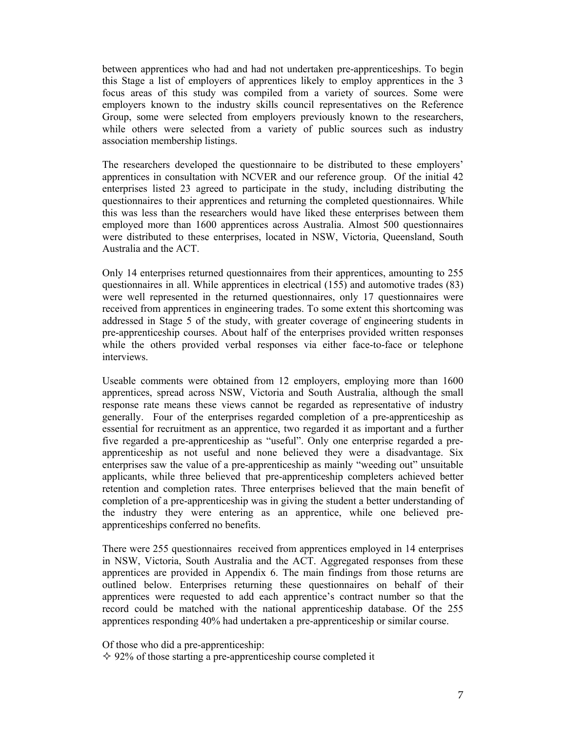between apprentices who had and had not undertaken pre-apprenticeships. To begin this Stage a list of employers of apprentices likely to employ apprentices in the 3 focus areas of this study was compiled from a variety of sources. Some were employers known to the industry skills council representatives on the Reference Group, some were selected from employers previously known to the researchers, while others were selected from a variety of public sources such as industry association membership listings.

The researchers developed the questionnaire to be distributed to these employers' apprentices in consultation with NCVER and our reference group. Of the initial 42 enterprises listed 23 agreed to participate in the study, including distributing the questionnaires to their apprentices and returning the completed questionnaires. While this was less than the researchers would have liked these enterprises between them employed more than 1600 apprentices across Australia. Almost 500 questionnaires were distributed to these enterprises, located in NSW, Victoria, Queensland, South Australia and the ACT.

Only 14 enterprises returned questionnaires from their apprentices, amounting to 255 questionnaires in all. While apprentices in electrical (155) and automotive trades (83) were well represented in the returned questionnaires, only 17 questionnaires were received from apprentices in engineering trades. To some extent this shortcoming was addressed in Stage 5 of the study, with greater coverage of engineering students in pre-apprenticeship courses. About half of the enterprises provided written responses while the others provided verbal responses via either face-to-face or telephone interviews.

Useable comments were obtained from 12 employers, employing more than 1600 apprentices, spread across NSW, Victoria and South Australia, although the small response rate means these views cannot be regarded as representative of industry generally. Four of the enterprises regarded completion of a pre-apprenticeship as essential for recruitment as an apprentice, two regarded it as important and a further five regarded a pre-apprenticeship as "useful". Only one enterprise regarded a pre-apprenticeship as not useful and none believed they were a disadvantage. Six enterprises saw the value of a pre-apprenticeship as mainly "weeding out" unsuitable applicants, while three believed that pre-apprenticeship completers achieved better retention and completion rates. Three enterprises believed that the main benefit of completion of a pre-apprenticeship was in giving the student a better understanding of the industry they were entering as an apprentice, while one believed pre-apprenticeships conferred no benefits.

There were 255 questionnaires received from apprentices employed in 14 enterprises in NSW, Victoria, South Australia and the ACT. Aggregated responses from these apprentices are provided in Appendix 6. The main findings from those returns are outlined below. Enterprises returning these questionnaires on behalf of their apprentices were requested to add each apprentice's contract number so that the record could be matched with the national apprenticeship database. Of the 255 apprentices responding 40% had undertaken a pre-apprenticeship or similar course.

Of those who did a pre-apprenticeship:

- 92% of those starting a pre-apprenticeship course completed it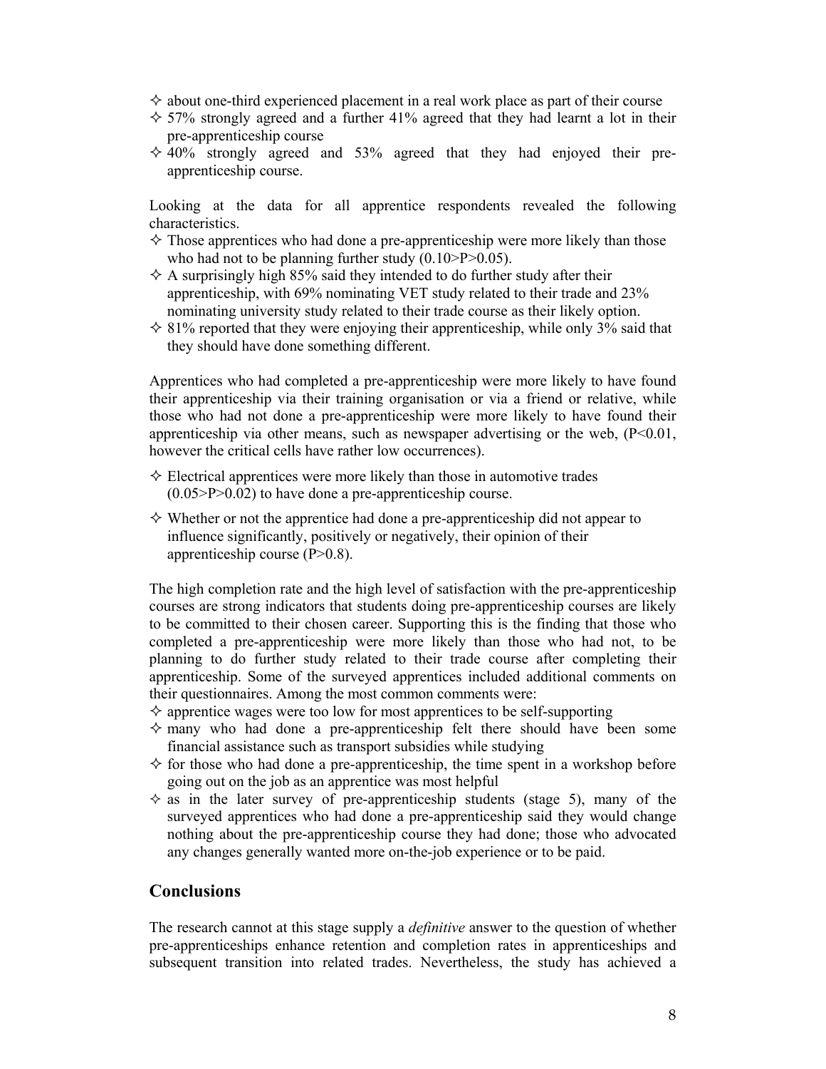- about one-third experienced placement in a real work place as part of their course
- 57% strongly agreed and a further 41% agreed that they had learnt a lot in their pre-apprenticeship course
- 40% strongly agreed and 53% agreed that they had enjoyed their pre-apprenticeship course.

Looking at the data for all apprentice respondents revealed the following characteristics.

- Those apprentices who had done a pre-apprenticeship were more likely than those who had not to be planning further study ($0.10>P>0.05$).
- A surprisingly high 85% said they intended to do further study after their apprenticeship, with 69% nominating VET study related to their trade and 23% nominating university study related to their trade course as their likely option.
- 81% reported that they were enjoying their apprenticeship, while only 3% said that they should have done something different.

Apprentices who had completed a pre-apprenticeship were more likely to have found their apprenticeship via their training organisation or via a friend or relative, while those who had not done a pre-apprenticeship were more likely to have found their apprenticeship via other means, such as newspaper advertising or the web, ($P<0.01$, however the critical cells have rather low occurrences).

- Electrical apprentices were more likely than those in automotive trades ($0.05>P>0.02$) to have done a pre-apprenticeship course.
- Whether or not the apprentice had done a pre-apprenticeship did not appear to influence significantly, positively or negatively, their opinion of their apprenticeship course ($P>0.8$).

The high completion rate and the high level of satisfaction with the pre-apprenticeship courses are strong indicators that students doing pre-apprenticeship courses are likely to be committed to their chosen career. Supporting this is the finding that those who completed a pre-apprenticeship were more likely than those who had not, to be planning to do further study related to their trade course after completing their apprenticeship. Some of the surveyed apprentices included additional comments on their questionnaires. Among the most common comments were:

- apprentice wages were too low for most apprentices to be self-supporting
- many who had done a pre-apprenticeship felt there should have been some financial assistance such as transport subsidies while studying
- for those who had done a pre-apprenticeship, the time spent in a workshop before going out on the job as an apprentice was most helpful
- as in the later survey of pre-apprenticeship students (stage 5), many of the surveyed apprentices who had done a pre-apprenticeship said they would change nothing about the pre-apprenticeship course they had done; those who advocated any changes generally wanted more on-the-job experience or to be paid.

## Conclusions

The research cannot at this stage supply a *definitive* answer to the question of whether pre-apprenticeships enhance retention and completion rates in apprenticeships and subsequent transition into related trades. Nevertheless, the study has achieved a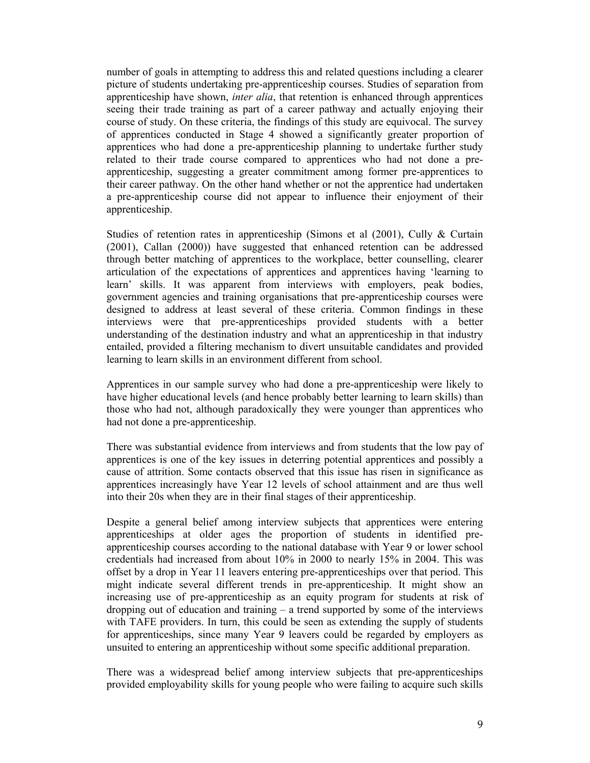number of goals in attempting to address this and related questions including a clearer picture of students undertaking pre-apprenticeship courses. Studies of separation from apprenticeship have shown, *inter alia*, that retention is enhanced through apprentices seeing their trade training as part of a career pathway and actually enjoying their course of study. On these criteria, the findings of this study are equivocal. The survey of apprentices conducted in Stage 4 showed a significantly greater proportion of apprentices who had done a pre-apprenticeship planning to undertake further study related to their trade course compared to apprentices who had not done a pre-apprenticeship, suggesting a greater commitment among former pre-apprentices to their career pathway. On the other hand whether or not the apprentice had undertaken a pre-apprenticeship course did not appear to influence their enjoyment of their apprenticeship.

Studies of retention rates in apprenticeship (Simons et al (2001), Cully & Curtain (2001), Callan (2000)) have suggested that enhanced retention can be addressed through better matching of apprentices to the workplace, better counselling, clearer articulation of the expectations of apprentices and apprentices having 'learning to learn' skills. It was apparent from interviews with employers, peak bodies, government agencies and training organisations that pre-apprenticeship courses were designed to address at least several of these criteria. Common findings in these interviews were that pre-apprenticeships provided students with a better understanding of the destination industry and what an apprenticeship in that industry entailed, provided a filtering mechanism to divert unsuitable candidates and provided learning to learn skills in an environment different from school.

Apprentices in our sample survey who had done a pre-apprenticeship were likely to have higher educational levels (and hence probably better learning to learn skills) than those who had not, although paradoxically they were younger than apprentices who had not done a pre-apprenticeship.

There was substantial evidence from interviews and from students that the low pay of apprentices is one of the key issues in deterring potential apprentices and possibly a cause of attrition. Some contacts observed that this issue has risen in significance as apprentices increasingly have Year 12 levels of school attainment and are thus well into their 20s when they are in their final stages of their apprenticeship.

Despite a general belief among interview subjects that apprentices were entering apprenticeships at older ages the proportion of students in identified pre-apprenticeship courses according to the national database with Year 9 or lower school credentials had increased from about 10% in 2000 to nearly 15% in 2004. This was offset by a drop in Year 11 leavers entering pre-apprenticeships over that period. This might indicate several different trends in pre-apprenticeship. It might show an increasing use of pre-apprenticeship as an equity program for students at risk of dropping out of education and training – a trend supported by some of the interviews with TAFE providers. In turn, this could be seen as extending the supply of students for apprenticeships, since many Year 9 leavers could be regarded by employers as unsuited to entering an apprenticeship without some specific additional preparation.

There was a widespread belief among interview subjects that pre-apprenticeships provided employability skills for young people who were failing to acquire such skills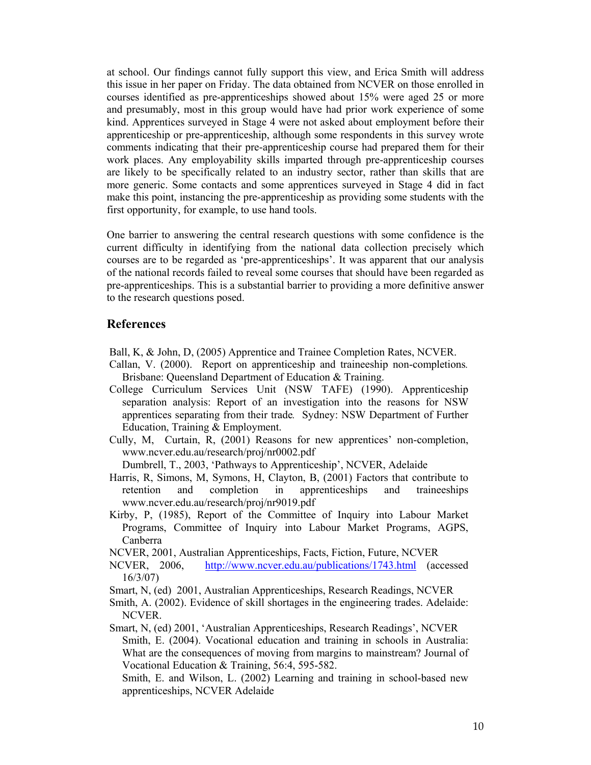at school. Our findings cannot fully support this view, and Erica Smith will address this issue in her paper on Friday. The data obtained from NCVER on those enrolled in courses identified as pre-apprenticeships showed about 15% were aged 25 or more and presumably, most in this group would have had prior work experience of some kind. Apprentices surveyed in Stage 4 were not asked about employment before their apprenticeship or pre-apprenticeship, although some respondents in this survey wrote comments indicating that their pre-apprenticeship course had prepared them for their work places. Any employability skills imparted through pre-apprenticeship courses are likely to be specifically related to an industry sector, rather than skills that are more generic. Some contacts and some apprentices surveyed in Stage 4 did in fact make this point, instancing the pre-apprenticeship as providing some students with the first opportunity, for example, to use hand tools.

One barrier to answering the central research questions with some confidence is the current difficulty in identifying from the national data collection precisely which courses are to be regarded as 'pre-apprenticeships'. It was apparent that our analysis of the national records failed to reveal some courses that should have been regarded as pre-apprenticeships. This is a substantial barrier to providing a more definitive answer to the research questions posed.

## References

Ball, K, & John, D, (2005) Apprentice and Trainee Completion Rates, NCVER.

Callan, V. (2000). Report on apprenticeship and traineeship non-completions*.* Brisbane: Queensland Department of Education & Training.

College Curriculum Services Unit (NSW TAFE) (1990). Apprenticeship separation analysis: Report of an investigation into the reasons for NSW apprentices separating from their trade*.* Sydney: NSW Department of Further Education, Training & Employment.

Cully, M, Curtain, R, (2001) Reasons for new apprentices' non-completion, www.ncver.edu.au/research/proj/nr0002.pdf

Dumbrell, T., 2003, 'Pathways to Apprenticeship', NCVER, Adelaide

Harris, R, Simons, M, Symons, H, Clayton, B, (2001) Factors that contribute to retention and completion in apprenticeships and traineeships www.ncver.edu.au/research/proj/nr9019.pdf

Kirby, P, (1985), Report of the Committee of Inquiry into Labour Market Programs, Committee of Inquiry into Labour Market Programs, AGPS, Canberra

NCVER, 2001, Australian Apprenticeships, Facts, Fiction, Future, NCVER

NCVER, 2006, http://www.ncver.edu.au/publications/1743.html (accessed 16/3/07)

Smart, N, (ed) 2001, Australian Apprenticeships, Research Readings, NCVER

Smith, A. (2002). Evidence of skill shortages in the engineering trades. Adelaide: NCVER.

Smart, N, (ed) 2001, 'Australian Apprenticeships, Research Readings', NCVER

Smith, E. (2004). Vocational education and training in schools in Australia: What are the consequences of moving from margins to mainstream? Journal of Vocational Education & Training, 56:4, 595-582.

Smith, E. and Wilson, L. (2002) Learning and training in school-based new apprenticeships, NCVER Adelaide